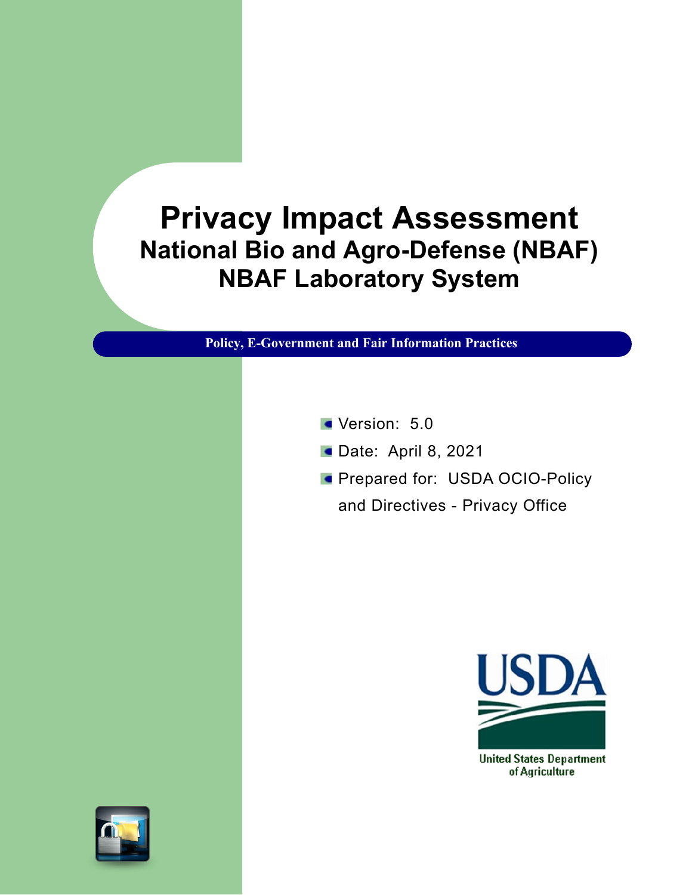# Privacy Impact Assessment

## National Bio and Agro-Defense (NBAF) NBAF Laboratory System

**Policy, E-Government and Fair Information Practices**

- Version: 5.0
- Date: April 8, 2021
- Prepared for: USDA OCIO-Policy and Directives - Privacy Office

USDA

United States Department of Agriculture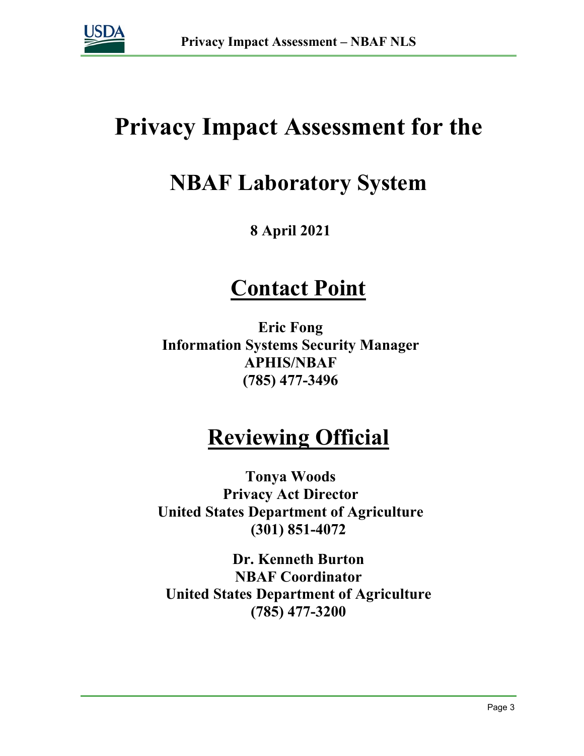# Privacy Impact Assessment for the

## NBAF Laboratory System

**8 April 2021**

## Contact Point

**Eric Fong**
**Information Systems Security Manager**
**APHIS/NBAF**
**(785) 477-3496**

## Reviewing Official

**Tonya Woods**
**Privacy Act Director**
**United States Department of Agriculture**
**(301) 851-4072**

**Dr. Kenneth Burton**
**NBAF Coordinator**
**United States Department of Agriculture**
**(785) 477-3200**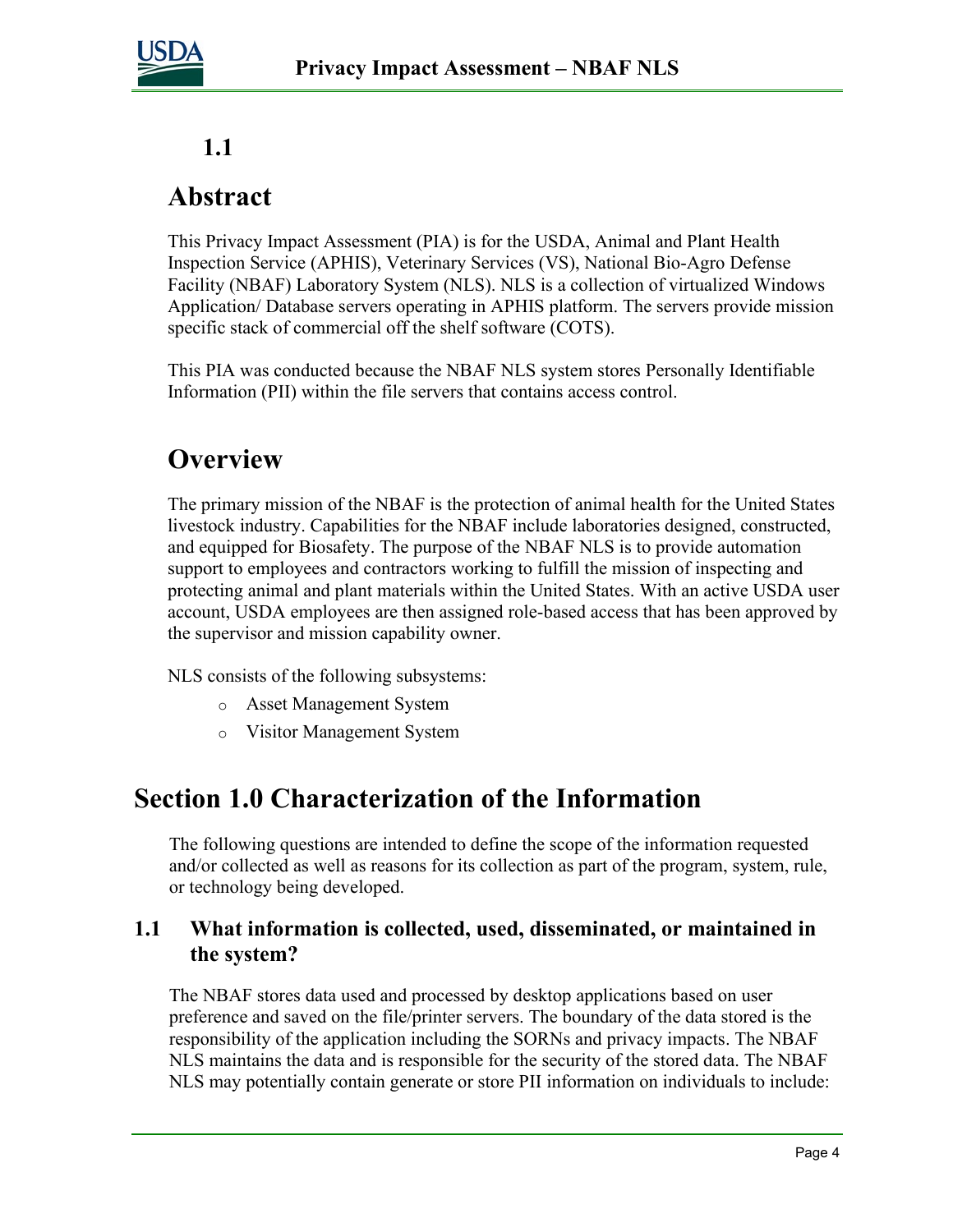## 1.1

## Abstract

This Privacy Impact Assessment (PIA) is for the USDA, Animal and Plant Health Inspection Service (APHIS), Veterinary Services (VS), National Bio-Agro Defense Facility (NBAF) Laboratory System (NLS). NLS is a collection of virtualized Windows Application/ Database servers operating in APHIS platform. The servers provide mission specific stack of commercial off the shelf software (COTS).

This PIA was conducted because the NBAF NLS system stores Personally Identifiable Information (PII) within the file servers that contains access control.

## Overview

The primary mission of the NBAF is the protection of animal health for the United States livestock industry. Capabilities for the NBAF include laboratories designed, constructed, and equipped for Biosafety. The purpose of the NBAF NLS is to provide automation support to employees and contractors working to fulfill the mission of inspecting and protecting animal and plant materials within the United States. With an active USDA user account, USDA employees are then assigned role-based access that has been approved by the supervisor and mission capability owner.

NLS consists of the following subsystems:

- Asset Management System
- Visitor Management System

# Section 1.0 Characterization of the Information

The following questions are intended to define the scope of the information requested and/or collected as well as reasons for its collection as part of the program, system, rule, or technology being developed.

### 1.1 What information is collected, used, disseminated, or maintained in the system?

The NBAF stores data used and processed by desktop applications based on user preference and saved on the file/printer servers. The boundary of the data stored is the responsibility of the application including the SORNs and privacy impacts. The NBAF NLS maintains the data and is responsible for the security of the stored data. The NBAF NLS may potentially contain generate or store PII information on individuals to include: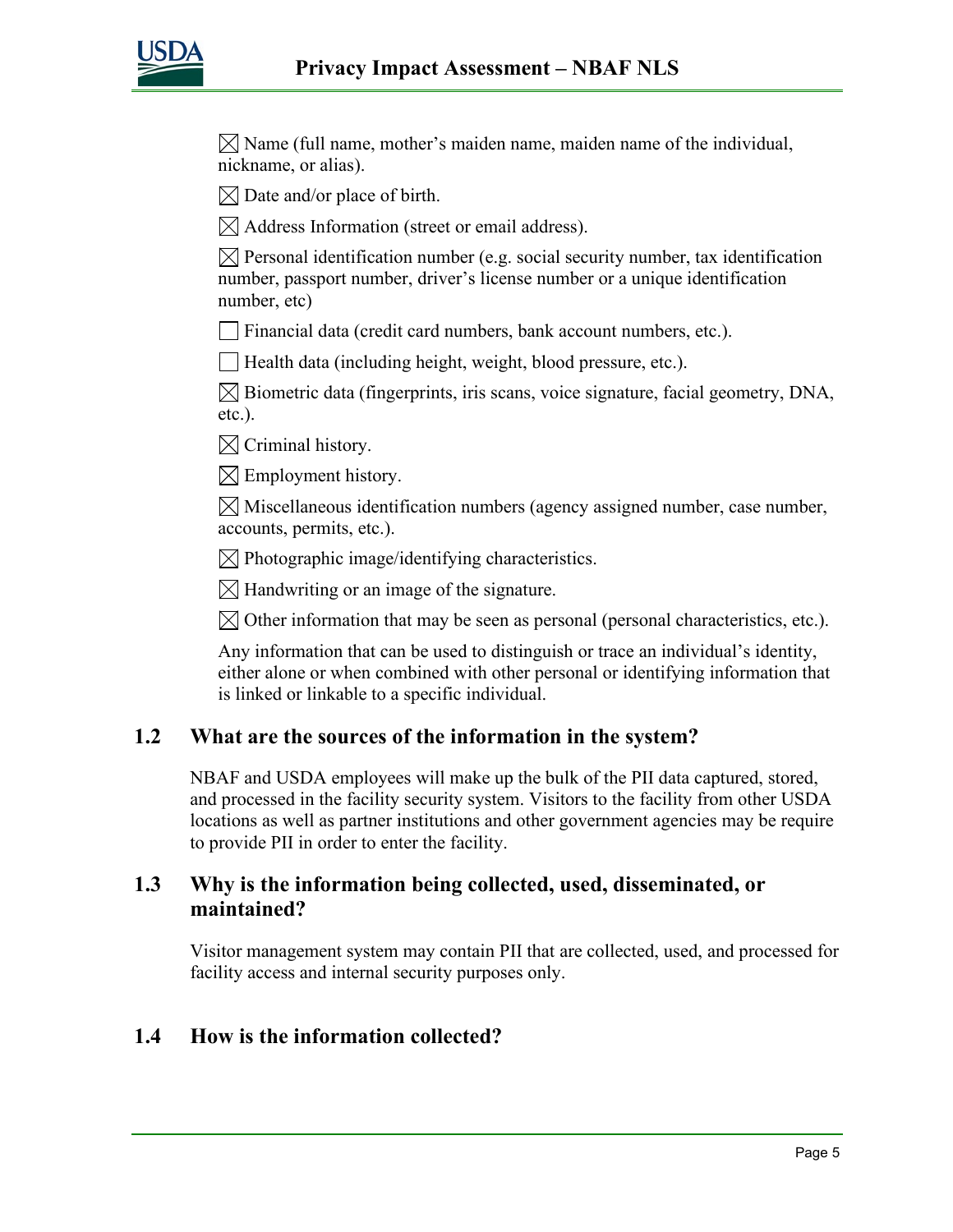☒ Name (full name, mother's maiden name, maiden name of the individual, nickname, or alias).

☒ Date and/or place of birth.

☒ Address Information (street or email address).

☒ Personal identification number (e.g. social security number, tax identification number, passport number, driver's license number or a unique identification number, etc)

☐ Financial data (credit card numbers, bank account numbers, etc.).

☐ Health data (including height, weight, blood pressure, etc.).

☒ Biometric data (fingerprints, iris scans, voice signature, facial geometry, DNA, etc.).

☒ Criminal history.

☒ Employment history.

☒ Miscellaneous identification numbers (agency assigned number, case number, accounts, permits, etc.).

☒ Photographic image/identifying characteristics.

☒ Handwriting or an image of the signature.

☒ Other information that may be seen as personal (personal characteristics, etc.).

Any information that can be used to distinguish or trace an individual's identity, either alone or when combined with other personal or identifying information that is linked or linkable to a specific individual.

## 1.2 What are the sources of the information in the system?

NBAF and USDA employees will make up the bulk of the PII data captured, stored, and processed in the facility security system. Visitors to the facility from other USDA locations as well as partner institutions and other government agencies may be require to provide PII in order to enter the facility.

## 1.3 Why is the information being collected, used, disseminated, or maintained?

Visitor management system may contain PII that are collected, used, and processed for facility access and internal security purposes only.

## 1.4 How is the information collected?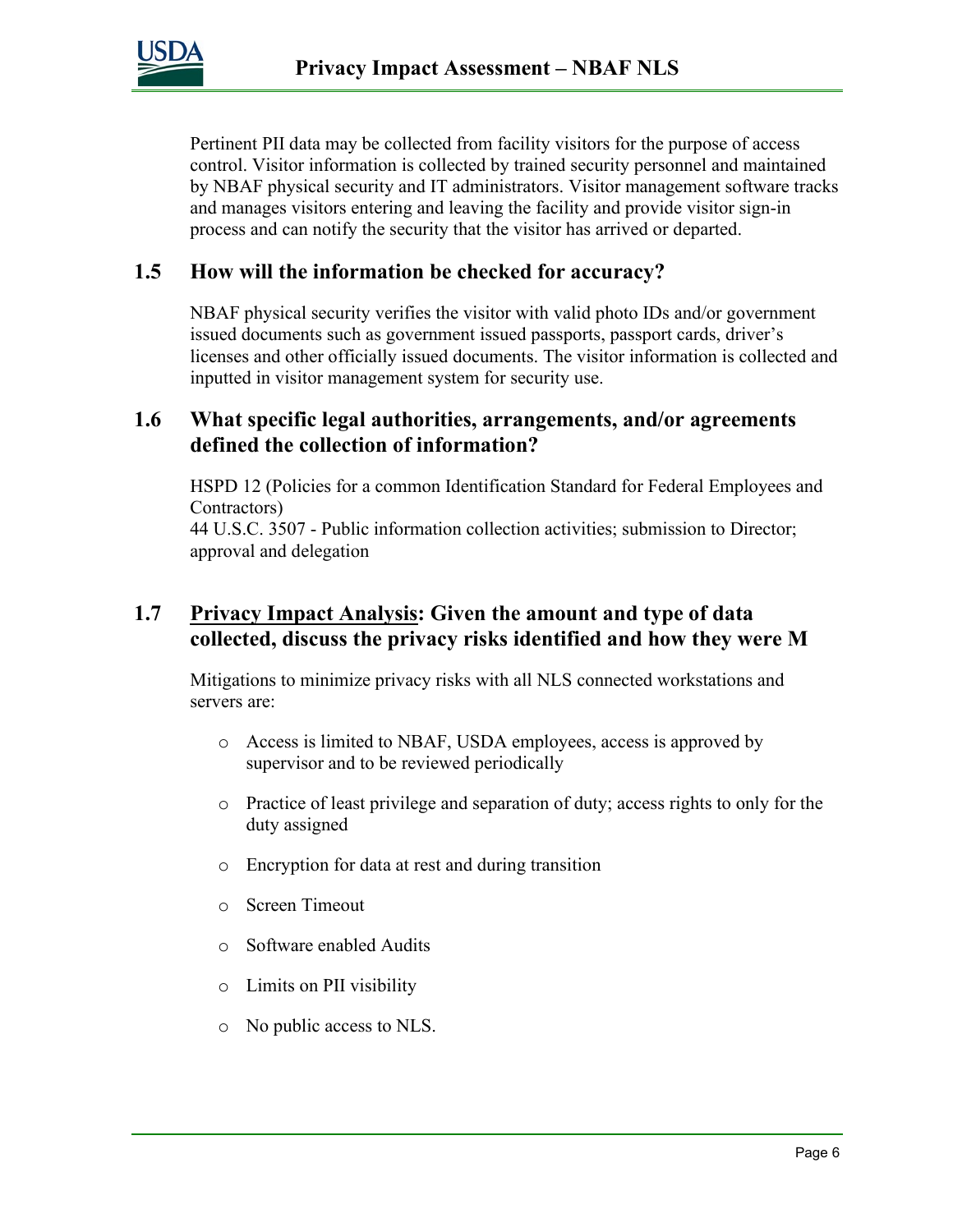Pertinent PII data may be collected from facility visitors for the purpose of access control. Visitor information is collected by trained security personnel and maintained by NBAF physical security and IT administrators. Visitor management software tracks and manages visitors entering and leaving the facility and provide visitor sign-in process and can notify the security that the visitor has arrived or departed.

## 1.5 How will the information be checked for accuracy?

NBAF physical security verifies the visitor with valid photo IDs and/or government issued documents such as government issued passports, passport cards, driver's licenses and other officially issued documents. The visitor information is collected and inputted in visitor management system for security use.

## 1.6 What specific legal authorities, arrangements, and/or agreements defined the collection of information?

HSPD 12 (Policies for a common Identification Standard for Federal Employees and Contractors)
44 U.S.C. 3507 - Public information collection activities; submission to Director; approval and delegation

## 1.7 Privacy Impact Analysis: Given the amount and type of data collected, discuss the privacy risks identified and how they were M

Mitigations to minimize privacy risks with all NLS connected workstations and servers are:

- Access is limited to NBAF, USDA employees, access is approved by supervisor and to be reviewed periodically
- Practice of least privilege and separation of duty; access rights to only for the duty assigned
- Encryption for data at rest and during transition
- Screen Timeout
- Software enabled Audits
- Limits on PII visibility
- No public access to NLS.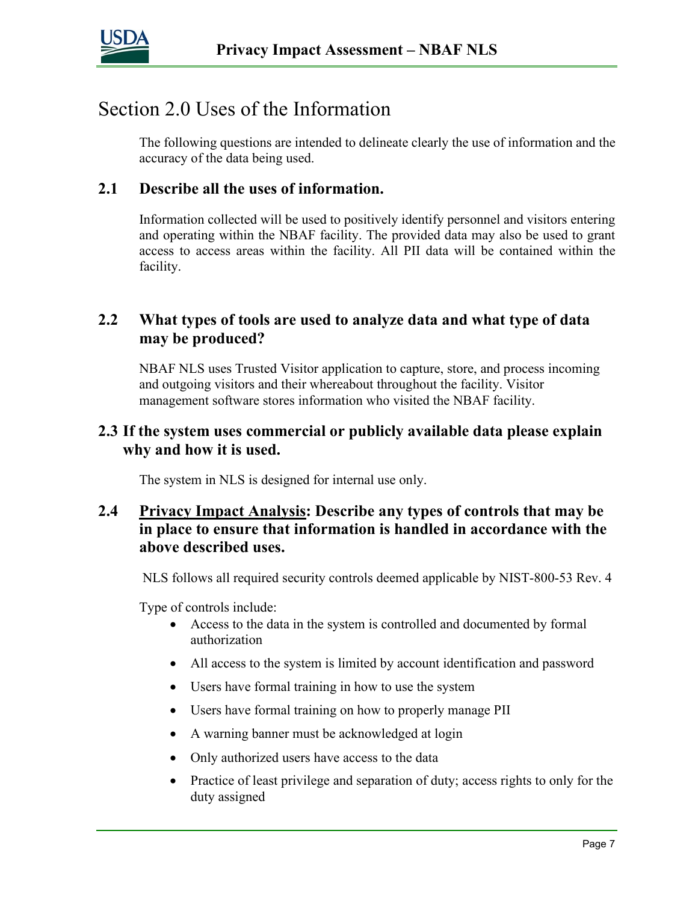# Section 2.0 Uses of the Information

The following questions are intended to delineate clearly the use of information and the accuracy of the data being used.

## 2.1 Describe all the uses of information.

Information collected will be used to positively identify personnel and visitors entering and operating within the NBAF facility. The provided data may also be used to grant access to access areas within the facility. All PII data will be contained within the facility.

## 2.2 What types of tools are used to analyze data and what type of data may be produced?

NBAF NLS uses Trusted Visitor application to capture, store, and process incoming and outgoing visitors and their whereabout throughout the facility. Visitor management software stores information who visited the NBAF facility.

## 2.3 If the system uses commercial or publicly available data please explain why and how it is used.

The system in NLS is designed for internal use only.

## 2.4 Privacy Impact Analysis: Describe any types of controls that may be in place to ensure that information is handled in accordance with the above described uses.

NLS follows all required security controls deemed applicable by NIST-800-53 Rev. 4

Type of controls include:

- Access to the data in the system is controlled and documented by formal authorization
- All access to the system is limited by account identification and password
- Users have formal training in how to use the system
- Users have formal training on how to properly manage PII
- A warning banner must be acknowledged at login
- Only authorized users have access to the data
- Practice of least privilege and separation of duty; access rights to only for the duty assigned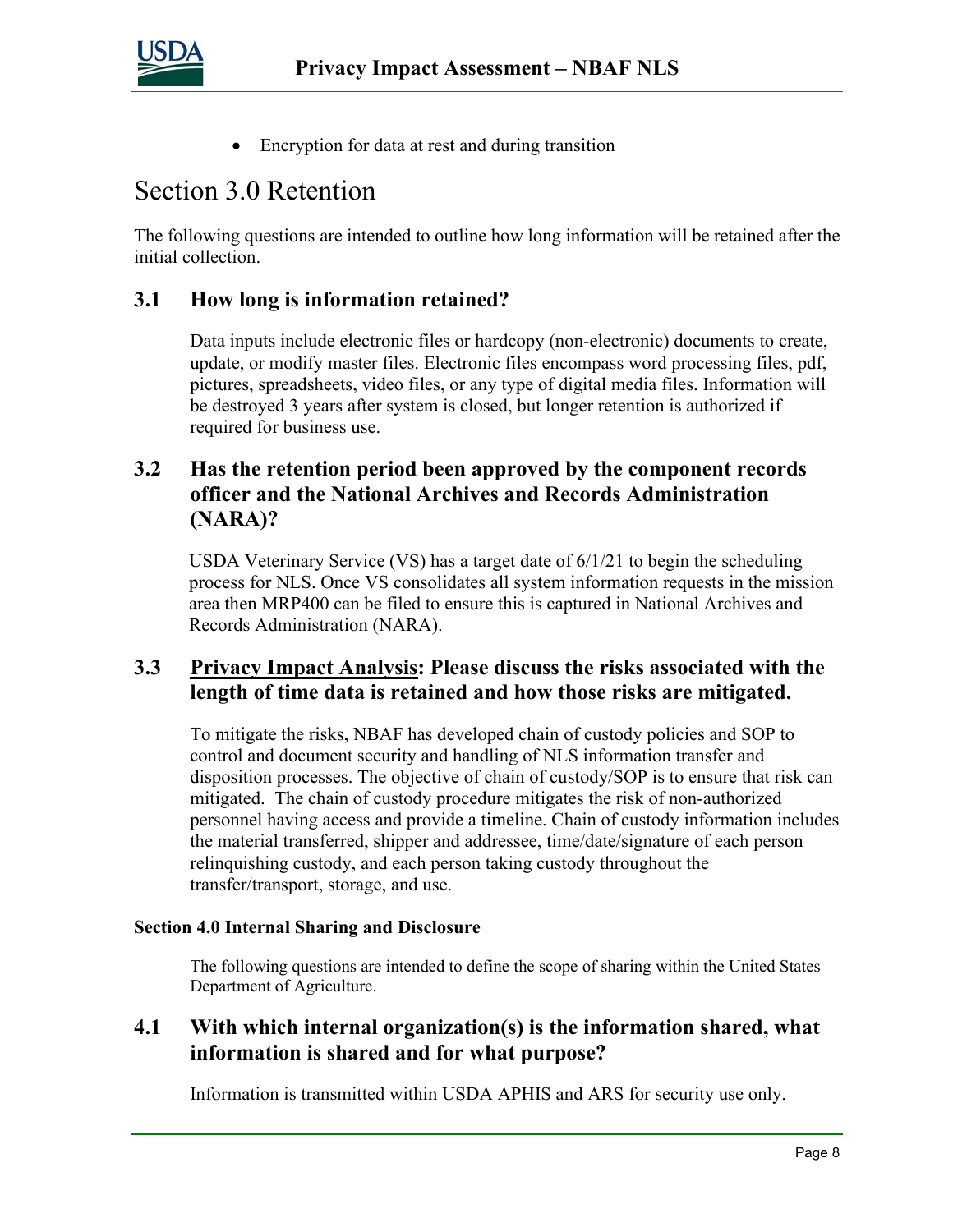- Encryption for data at rest and during transition

# Section 3.0 Retention

The following questions are intended to outline how long information will be retained after the initial collection.

## 3.1 How long is information retained?

Data inputs include electronic files or hardcopy (non-electronic) documents to create, update, or modify master files. Electronic files encompass word processing files, pdf, pictures, spreadsheets, video files, or any type of digital media files. Information will be destroyed 3 years after system is closed, but longer retention is authorized if required for business use.

## 3.2 Has the retention period been approved by the component records officer and the National Archives and Records Administration (NARA)?

USDA Veterinary Service (VS) has a target date of 6/1/21 to begin the scheduling process for NLS. Once VS consolidates all system information requests in the mission area then MRP400 can be filed to ensure this is captured in National Archives and Records Administration (NARA).

## 3.3 <u>Privacy Impact Analysis</u>: Please discuss the risks associated with the length of time data is retained and how those risks are mitigated.

To mitigate the risks, NBAF has developed chain of custody policies and SOP to control and document security and handling of NLS information transfer and disposition processes. The objective of chain of custody/SOP is to ensure that risk can mitigated. The chain of custody procedure mitigates the risk of non-authorized personnel having access and provide a timeline. Chain of custody information includes the material transferred, shipper and addressee, time/date/signature of each person relinquishing custody, and each person taking custody throughout the transfer/transport, storage, and use.

**Section 4.0 Internal Sharing and Disclosure**

The following questions are intended to define the scope of sharing within the United States Department of Agriculture.

## 4.1 With which internal organization(s) is the information shared, what information is shared and for what purpose?

Information is transmitted within USDA APHIS and ARS for security use only.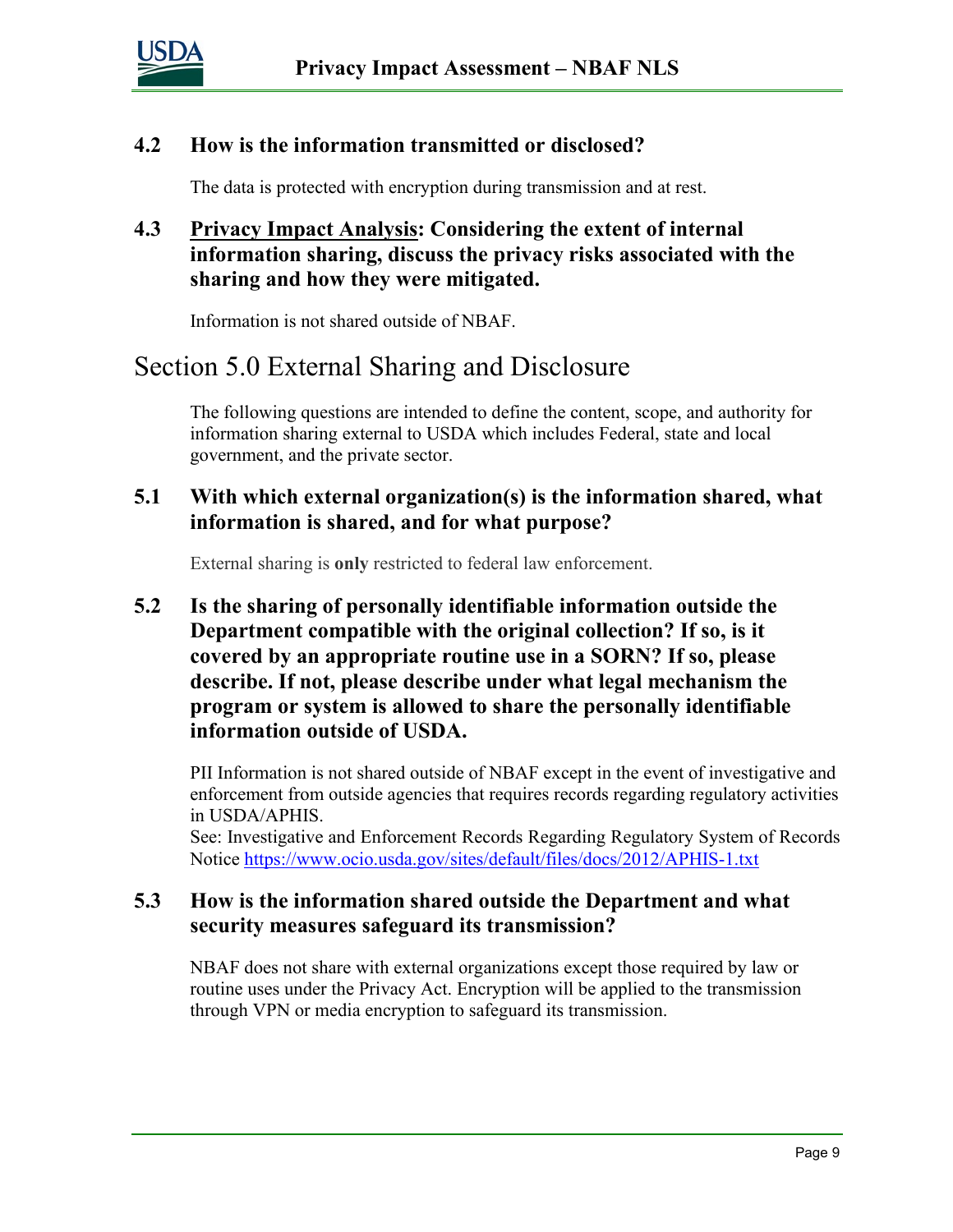### 4.2 How is the information transmitted or disclosed?

The data is protected with encryption during transmission and at rest.

### 4.3 Privacy Impact Analysis: Considering the extent of internal information sharing, discuss the privacy risks associated with the sharing and how they were mitigated.

Information is not shared outside of NBAF.

## Section 5.0 External Sharing and Disclosure

The following questions are intended to define the content, scope, and authority for information sharing external to USDA which includes Federal, state and local government, and the private sector.

### 5.1 With which external organization(s) is the information shared, what information is shared, and for what purpose?

External sharing is **only** restricted to federal law enforcement.

### 5.2 Is the sharing of personally identifiable information outside the Department compatible with the original collection? If so, is it covered by an appropriate routine use in a SORN? If so, please describe. If not, please describe under what legal mechanism the program or system is allowed to share the personally identifiable information outside of USDA.

PII Information is not shared outside of NBAF except in the event of investigative and enforcement from outside agencies that requires records regarding regulatory activities in USDA/APHIS.
See: Investigative and Enforcement Records Regarding Regulatory System of Records Notice https://www.ocio.usda.gov/sites/default/files/docs/2012/APHIS-1.txt

### 5.3 How is the information shared outside the Department and what security measures safeguard its transmission?

NBAF does not share with external organizations except those required by law or routine uses under the Privacy Act. Encryption will be applied to the transmission through VPN or media encryption to safeguard its transmission.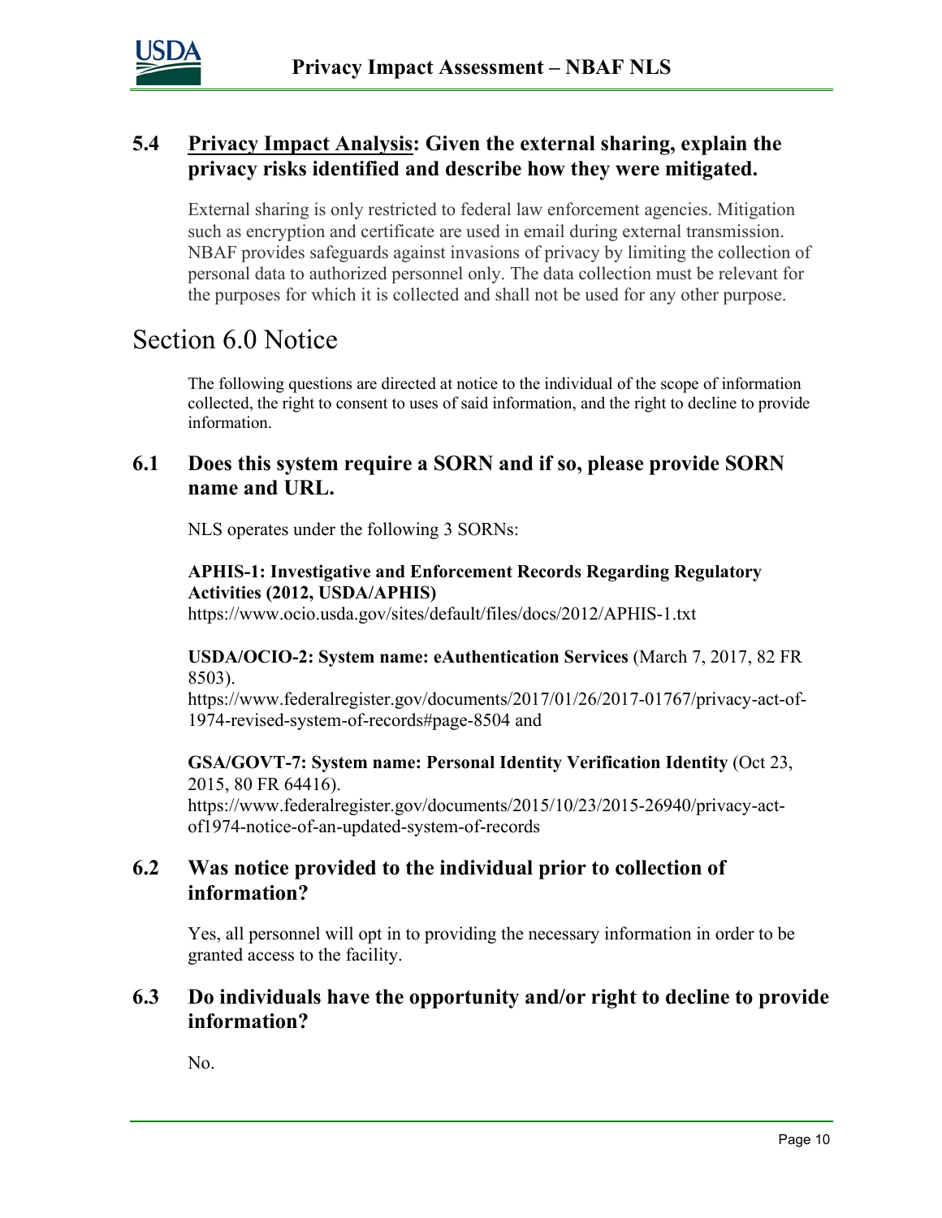### 5.4 Privacy Impact Analysis: Given the external sharing, explain the privacy risks identified and describe how they were mitigated.

External sharing is only restricted to federal law enforcement agencies. Mitigation such as encryption and certificate are used in email during external transmission. NBAF provides safeguards against invasions of privacy by limiting the collection of personal data to authorized personnel only. The data collection must be relevant for the purposes for which it is collected and shall not be used for any other purpose.

## Section 6.0 Notice

The following questions are directed at notice to the individual of the scope of information collected, the right to consent to uses of said information, and the right to decline to provide information.

### 6.1 Does this system require a SORN and if so, please provide SORN name and URL.

NLS operates under the following 3 SORNs:

**APHIS-1: Investigative and Enforcement Records Regarding Regulatory Activities (2012, USDA/APHIS)**
https://www.ocio.usda.gov/sites/default/files/docs/2012/APHIS-1.txt

**USDA/OCIO-2: System name: eAuthentication Services** (March 7, 2017, 82 FR 8503).
https://www.federalregister.gov/documents/2017/01/26/2017-01767/privacy-act-of-1974-revised-system-of-records#page-8504 and

**GSA/GOVT-7: System name: Personal Identity Verification Identity** (Oct 23, 2015, 80 FR 64416).
https://www.federalregister.gov/documents/2015/10/23/2015-26940/privacy-act-of1974-notice-of-an-updated-system-of-records

### 6.2 Was notice provided to the individual prior to collection of information?

Yes, all personnel will opt in to providing the necessary information in order to be granted access to the facility.

### 6.3 Do individuals have the opportunity and/or right to decline to provide information?

No.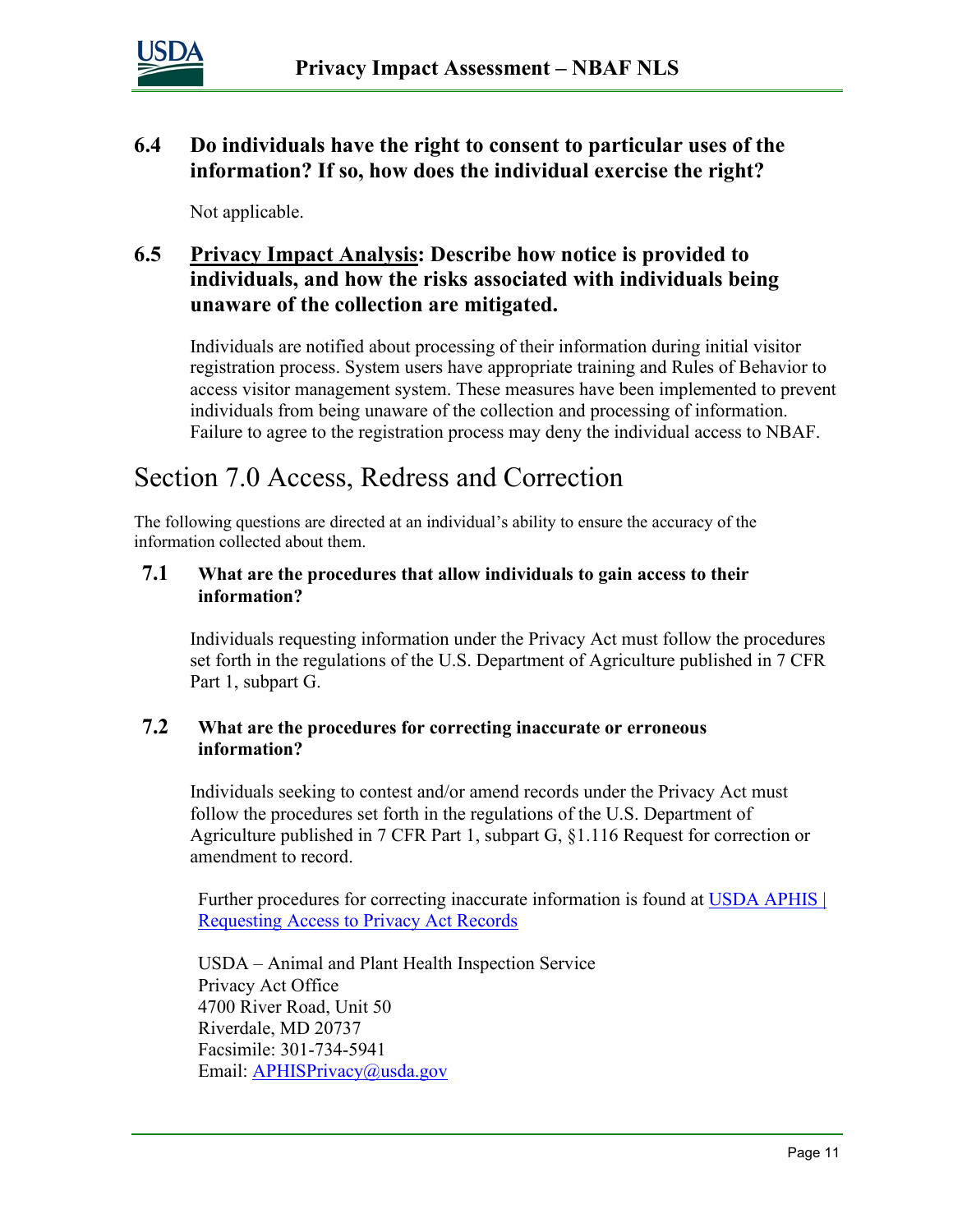### 6.4 Do individuals have the right to consent to particular uses of the information? If so, how does the individual exercise the right?

Not applicable.

### 6.5 Privacy Impact Analysis: Describe how notice is provided to individuals, and how the risks associated with individuals being unaware of the collection are mitigated.

Individuals are notified about processing of their information during initial visitor registration process. System users have appropriate training and Rules of Behavior to access visitor management system. These measures have been implemented to prevent individuals from being unaware of the collection and processing of information. Failure to agree to the registration process may deny the individual access to NBAF.

## Section 7.0 Access, Redress and Correction

The following questions are directed at an individual's ability to ensure the accuracy of the information collected about them.

### 7.1 What are the procedures that allow individuals to gain access to their information?

Individuals requesting information under the Privacy Act must follow the procedures set forth in the regulations of the U.S. Department of Agriculture published in 7 CFR Part 1, subpart G.

### 7.2 What are the procedures for correcting inaccurate or erroneous information?

Individuals seeking to contest and/or amend records under the Privacy Act must follow the procedures set forth in the regulations of the U.S. Department of Agriculture published in 7 CFR Part 1, subpart G, §1.116 Request for correction or amendment to record.

Further procedures for correcting inaccurate information is found at USDA APHIS | Requesting Access to Privacy Act Records

USDA – Animal and Plant Health Inspection Service
Privacy Act Office
4700 River Road, Unit 50
Riverdale, MD 20737
Facsimile: 301-734-5941
Email: APHISPrivacy@usda.gov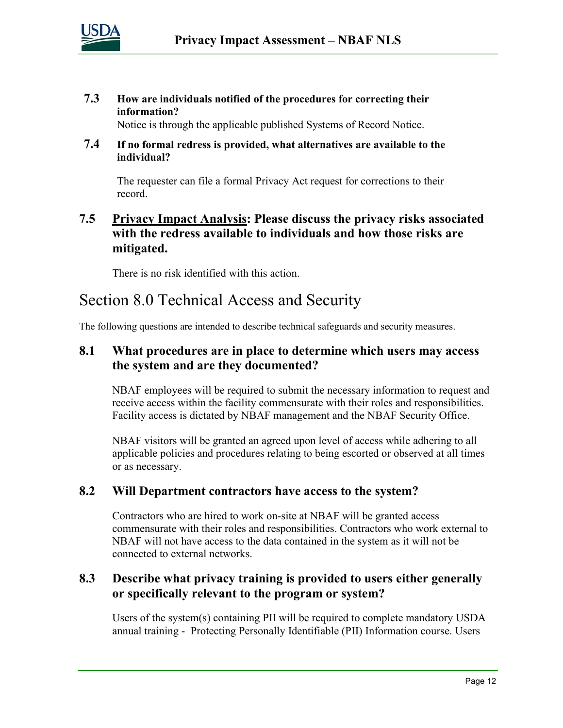### 7.3 How are individuals notified of the procedures for correcting their information?

Notice is through the applicable published Systems of Record Notice.

### 7.4 If no formal redress is provided, what alternatives are available to the individual?

The requester can file a formal Privacy Act request for corrections to their record.

### 7.5 Privacy Impact Analysis: Please discuss the privacy risks associated with the redress available to individuals and how those risks are mitigated.

There is no risk identified with this action.

## Section 8.0 Technical Access and Security

The following questions are intended to describe technical safeguards and security measures.

### 8.1 What procedures are in place to determine which users may access the system and are they documented?

NBAF employees will be required to submit the necessary information to request and receive access within the facility commensurate with their roles and responsibilities. Facility access is dictated by NBAF management and the NBAF Security Office.

NBAF visitors will be granted an agreed upon level of access while adhering to all applicable policies and procedures relating to being escorted or observed at all times or as necessary.

### 8.2 Will Department contractors have access to the system?

Contractors who are hired to work on-site at NBAF will be granted access commensurate with their roles and responsibilities. Contractors who work external to NBAF will not have access to the data contained in the system as it will not be connected to external networks.

### 8.3 Describe what privacy training is provided to users either generally or specifically relevant to the program or system?

Users of the system(s) containing PII will be required to complete mandatory USDA annual training - Protecting Personally Identifiable (PII) Information course. Users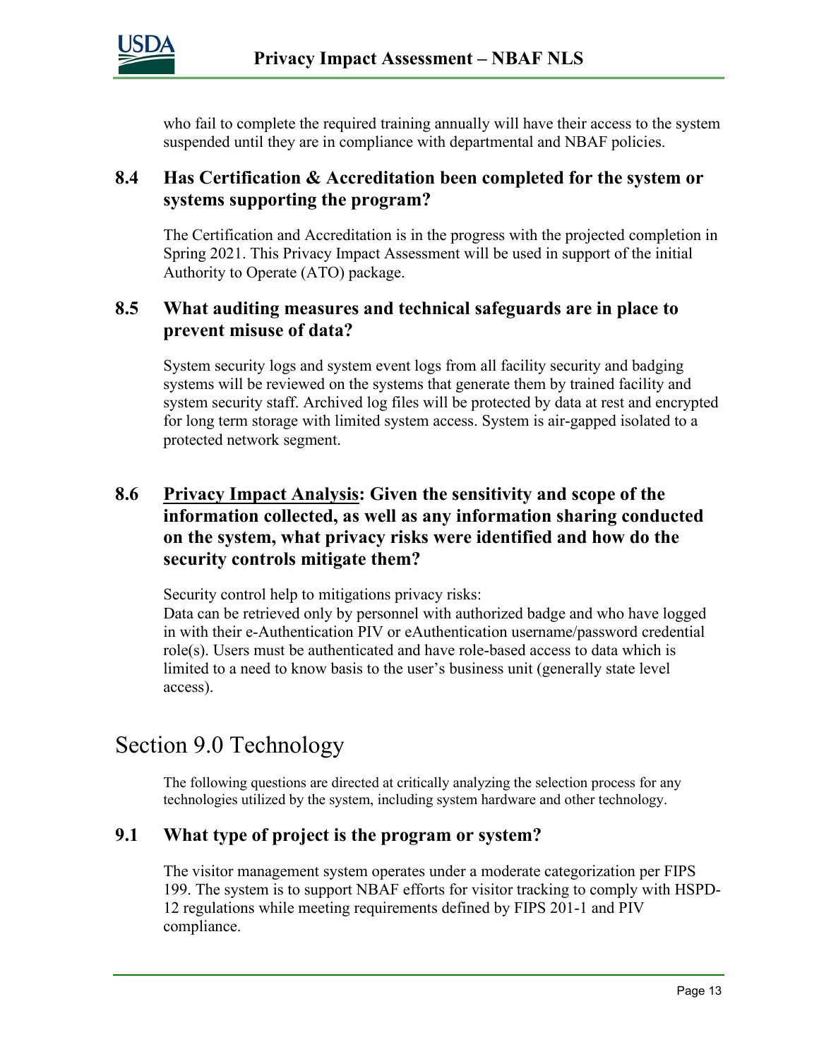who fail to complete the required training annually will have their access to the system suspended until they are in compliance with departmental and NBAF policies.

### 8.4 Has Certification & Accreditation been completed for the system or systems supporting the program?

The Certification and Accreditation is in the progress with the projected completion in Spring 2021. This Privacy Impact Assessment will be used in support of the initial Authority to Operate (ATO) package.

### 8.5 What auditing measures and technical safeguards are in place to prevent misuse of data?

System security logs and system event logs from all facility security and badging systems will be reviewed on the systems that generate them by trained facility and system security staff. Archived log files will be protected by data at rest and encrypted for long term storage with limited system access. System is air-gapped isolated to a protected network segment.

### 8.6 <u>Privacy Impact Analysis</u>: Given the sensitivity and scope of the information collected, as well as any information sharing conducted on the system, what privacy risks were identified and how do the security controls mitigate them?

Security control help to mitigations privacy risks:
Data can be retrieved only by personnel with authorized badge and who have logged in with their e-Authentication PIV or eAuthentication username/password credential role(s). Users must be authenticated and have role-based access to data which is limited to a need to know basis to the user's business unit (generally state level access).

## Section 9.0 Technology

The following questions are directed at critically analyzing the selection process for any technologies utilized by the system, including system hardware and other technology.

### 9.1 What type of project is the program or system?

The visitor management system operates under a moderate categorization per FIPS 199. The system is to support NBAF efforts for visitor tracking to comply with HSPD-12 regulations while meeting requirements defined by FIPS 201-1 and PIV compliance.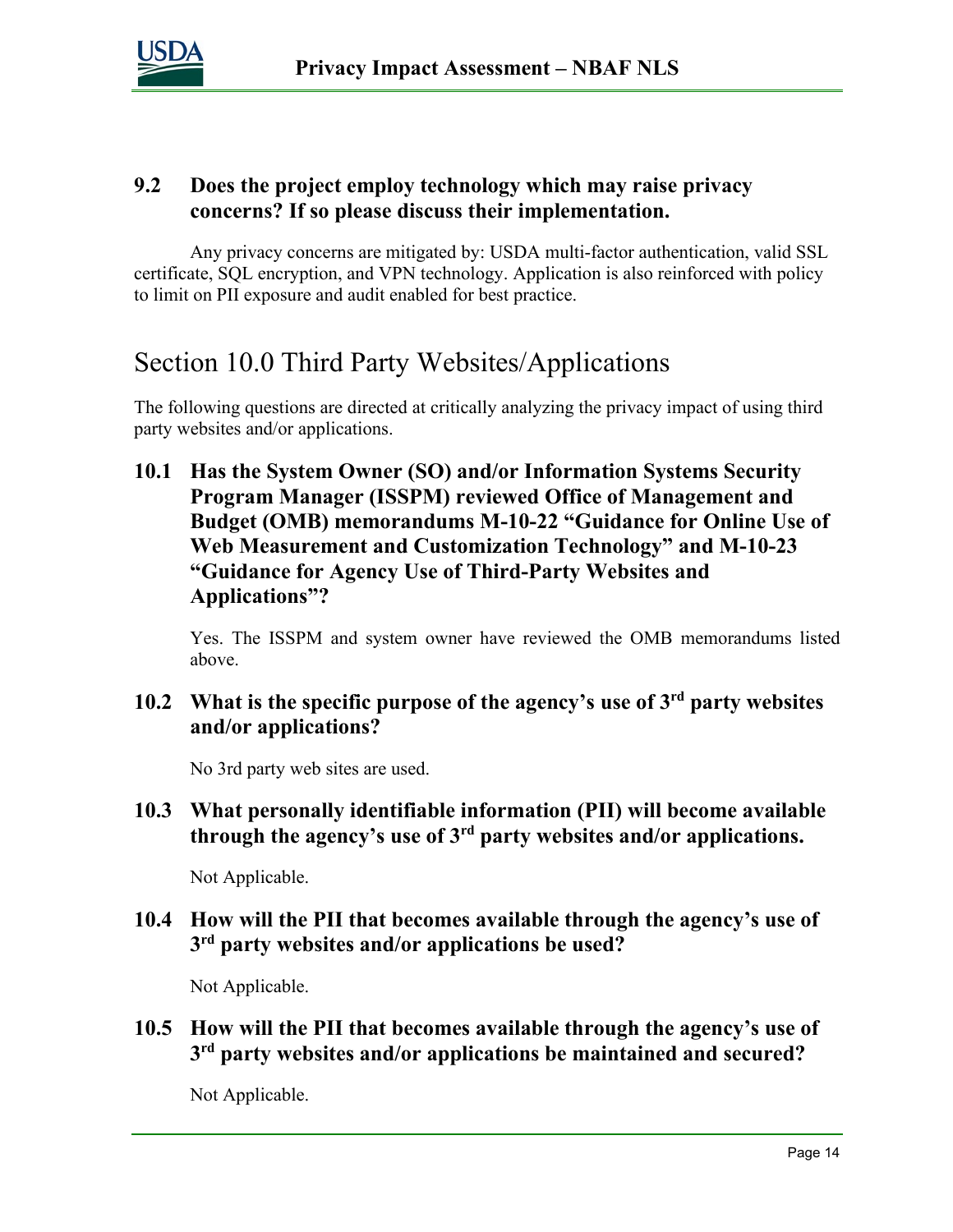### 9.2 Does the project employ technology which may raise privacy concerns? If so please discuss their implementation.

Any privacy concerns are mitigated by: USDA multi-factor authentication, valid SSL certificate, SQL encryption, and VPN technology. Application is also reinforced with policy to limit on PII exposure and audit enabled for best practice.

## Section 10.0 Third Party Websites/Applications

The following questions are directed at critically analyzing the privacy impact of using third party websites and/or applications.

### 10.1 Has the System Owner (SO) and/or Information Systems Security Program Manager (ISSPM) reviewed Office of Management and Budget (OMB) memorandums M-10-22 "Guidance for Online Use of Web Measurement and Customization Technology" and M-10-23 "Guidance for Agency Use of Third-Party Websites and Applications"?

Yes. The ISSPM and system owner have reviewed the OMB memorandums listed above.

### 10.2 What is the specific purpose of the agency's use of 3rd party websites and/or applications?

No 3rd party web sites are used.

### 10.3 What personally identifiable information (PII) will become available through the agency's use of 3rd party websites and/or applications.

Not Applicable.

### 10.4 How will the PII that becomes available through the agency's use of 3rd party websites and/or applications be used?

Not Applicable.

### 10.5 How will the PII that becomes available through the agency's use of 3rd party websites and/or applications be maintained and secured?

Not Applicable.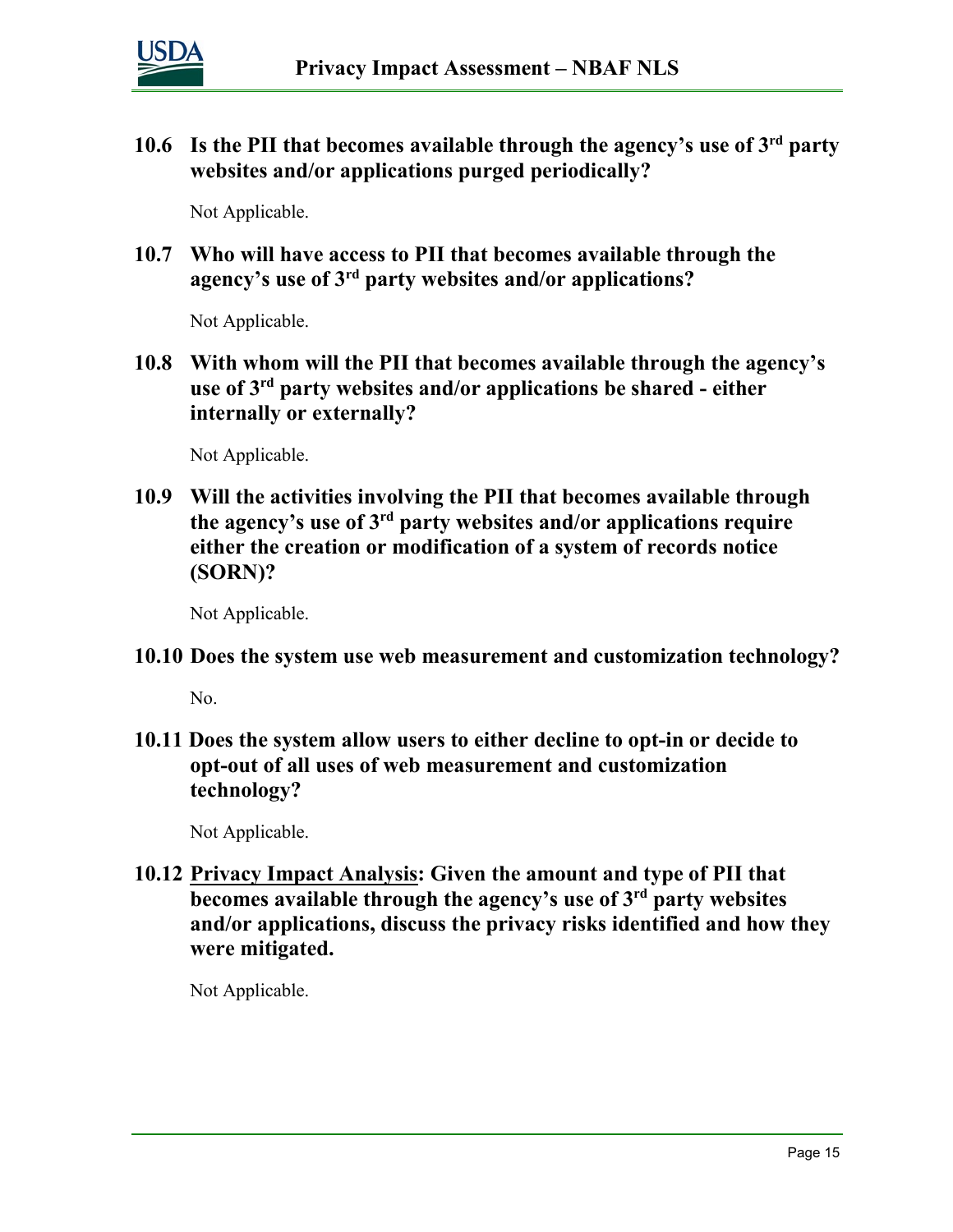### 10.6 Is the PII that becomes available through the agency's use of 3rd party websites and/or applications purged periodically?

Not Applicable.

### 10.7 Who will have access to PII that becomes available through the agency's use of 3rd party websites and/or applications?

Not Applicable.

### 10.8 With whom will the PII that becomes available through the agency's use of 3rd party websites and/or applications be shared - either internally or externally?

Not Applicable.

### 10.9 Will the activities involving the PII that becomes available through the agency's use of 3rd party websites and/or applications require either the creation or modification of a system of records notice (SORN)?

Not Applicable.

### 10.10 Does the system use web measurement and customization technology?

No.

### 10.11 Does the system allow users to either decline to opt-in or decide to opt-out of all uses of web measurement and customization technology?

Not Applicable.

### 10.12 Privacy Impact Analysis: Given the amount and type of PII that becomes available through the agency's use of 3rd party websites and/or applications, discuss the privacy risks identified and how they were mitigated.

Not Applicable.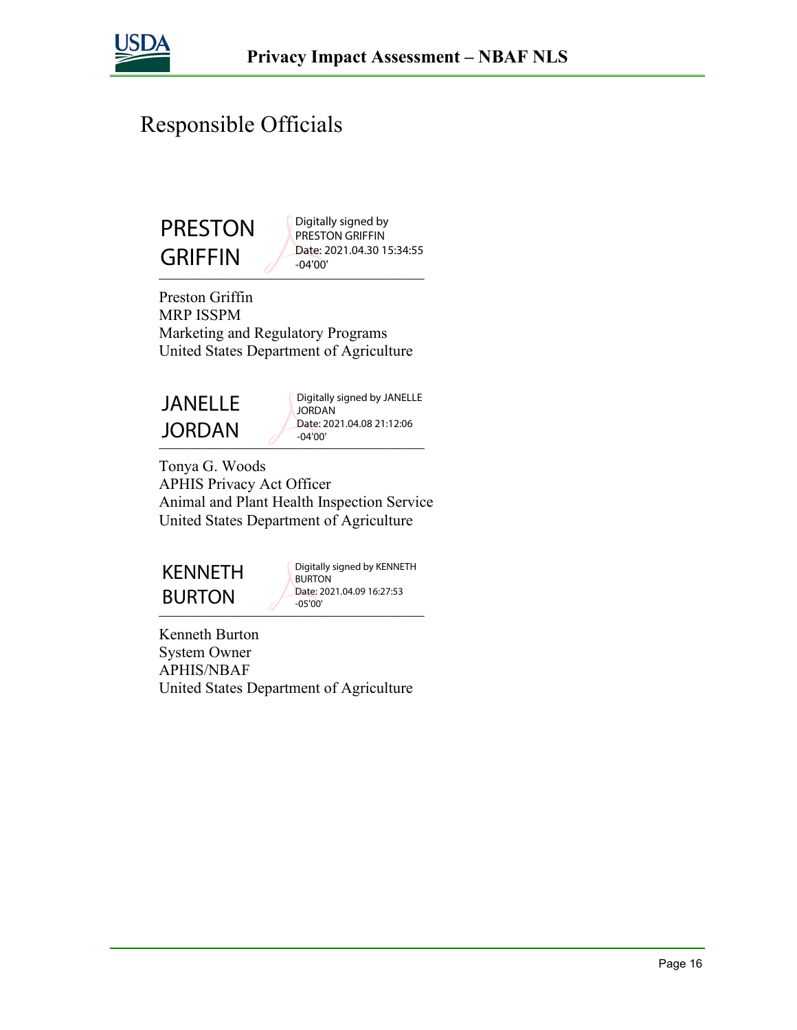# Responsible Officials

PRESTON GRIFFIN

Digitally signed by PRESTON GRIFFIN
Date: 2021.04.30 15:34:55 -04'00'

Preston Griffin
MRP ISSPM
Marketing and Regulatory Programs
United States Department of Agriculture

JANELLE JORDAN

Digitally signed by JANELLE JORDAN
Date: 2021.04.08 21:12:06 -04'00'

Tonya G. Woods
APHIS Privacy Act Officer
Animal and Plant Health Inspection Service
United States Department of Agriculture

KENNETH BURTON

Digitally signed by KENNETH BURTON
Date: 2021.04.09 16:27:53 -05'00'

Kenneth Burton
System Owner
APHIS/NBAF
United States Department of Agriculture